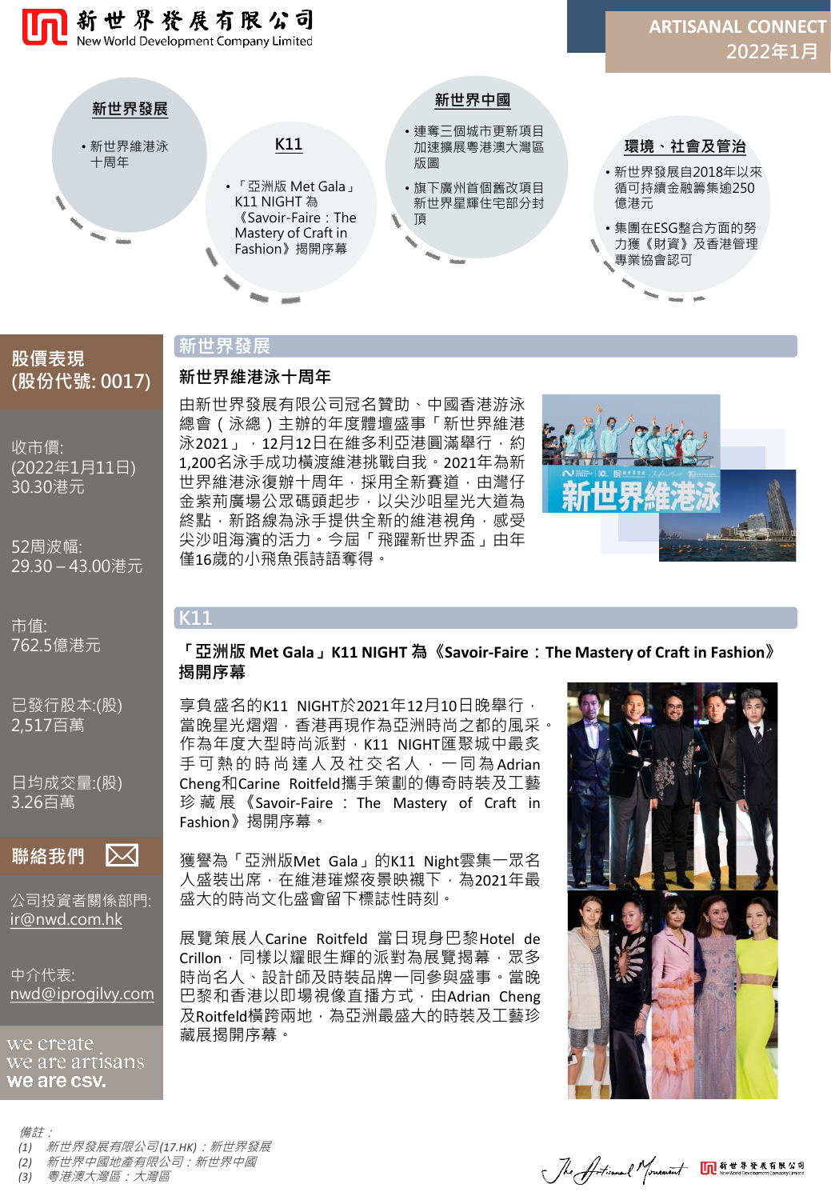# 新世界發展有限公司
New World Development Company Limited

**ARTISANAL CONNECT**
**2022年1月**

### 新世界發展
- 新世界維港泳十周年

### K11
- 「亞洲版 Met Gala」K11 NIGHT 為《Savoir-Faire：The Mastery of Craft in Fashion》揭開序幕

### 新世界中國
- 連奪三個城市更新項目加速擴展粵港澳大灣區版圖
- 旗下廣州首個舊改項目新世界星輝住宅部分封頂

### 環境、社會及管治
- 新世界發展自2018年以來循可持續金融籌集逾250億港元
- 集團在ESG整合方面的努力獲《財資》及香港管理專業協會認可

## 股價表現 (股份代號: 0017)

收市價:
(2022年1月11日)
30.30港元

52周波幅:
29.30 – 43.00港元

市值:
762.5億港元

已發行股本:(股)
2,517百萬

日均成交量:(股)
3.26百萬

## 聯絡我們

公司投資者關係部門:
ir@nwd.com.hk

中介代表:
nwd@iprogilvy.com

we create
we are artisans
we are csv.

## 新世界發展

### 新世界維港泳十周年

由新世界發展有限公司冠名贊助、中國香港游泳總會（泳總）主辦的年度體壇盛事「新世界維港泳2021」，12月12日在維多利亞港圓滿舉行，約1,200名泳手成功橫渡維港挑戰自我。2021年為新世界維港泳復辦十周年，採用全新賽道，由灣仔金紫荊廣場公眾碼頭起步，以尖沙咀星光大道為終點，新路線為泳手提供全新的維港視角，感受尖沙咀海濱的活力。今屆「飛躍新世界盃」由年僅16歲的小飛魚張詩語奪得。

## K11

### 「亞洲版 Met Gala」K11 NIGHT 為《Savoir-Faire：The Mastery of Craft in Fashion》揭開序幕

享負盛名的K11 NIGHT於2021年12月10日晚舉行，當晚星光熠熠，香港再現作為亞洲時尚之都的風采。作為年度大型時尚派對，K11 NIGHT匯聚城中最炙手可熱的時尚達人及社交名人，一同為Adrian Cheng和Carine Roitfeld攜手策劃的傳奇時裝及工藝珍藏展《Savoir-Faire：The Mastery of Craft in Fashion》揭開序幕。

獲譽為「亞洲版Met Gala」的K11 Night雲集一眾名人盛裝出席，在維港璀燦夜景映襯下，為2021年最盛大的時尚文化盛會留下標誌性時刻。

展覽策展人Carine Roitfeld 當日現身巴黎Hotel de Crillon，同樣以耀眼生輝的派對為展覽揭幕，眾多時尚名人、設計師及時裝品牌一同參與盛事。當晚巴黎和香港以即場視像直播方式，由Adrian Cheng及Roitfeld橫跨兩地，為亞洲最盛大的時裝及工藝珍藏展揭開序幕。

*備註：*
*(1) 新世界發展有限公司(17.HK)：新世界發展*
*(2) 新世界中國地產有限公司：新世界中國*
*(3) 粵港澳大灣區：大灣區*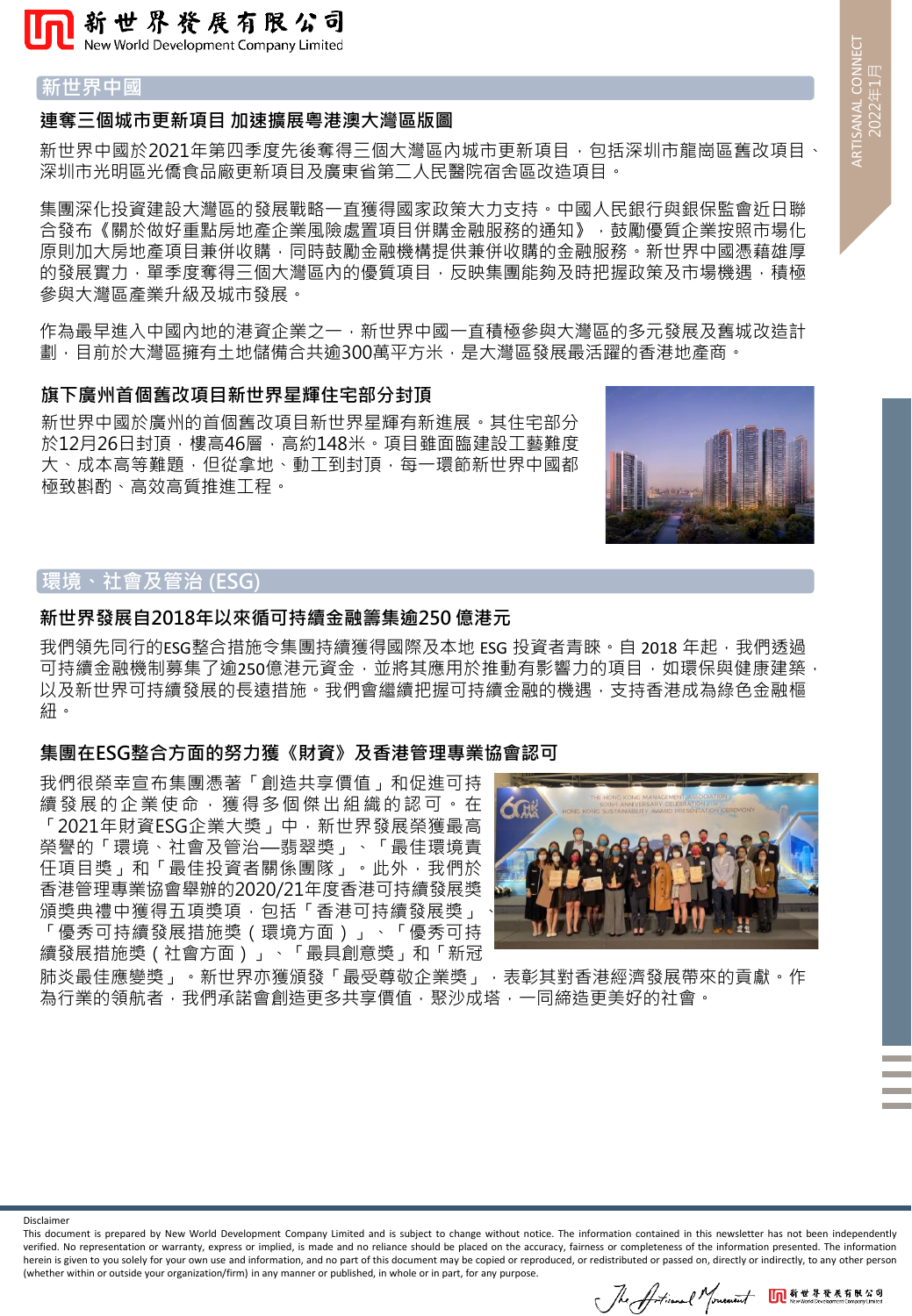## 新世界中國

### 連奪三個城市更新項目 加速擴展粵港澳大灣區版圖

新世界中國於2021年第四季度先後奪得三個大灣區內城市更新項目，包括深圳市龍崗區舊改項目、深圳市光明區光僑食品廠更新項目及廣東省第二人民醫院宿舍區改造項目。

集團深化投資建設大灣區的發展戰略一直獲得國家政策大力支持。中國人民銀行與銀保監會近日聯合發布《關於做好重點房地產企業風險處置項目併購金融服務的通知》，鼓勵優質企業按照市場化原則加大房地產項目兼併收購，同時鼓勵金融機構提供兼併收購的金融服務。新世界中國憑藉雄厚的發展實力，單季度奪得三個大灣區內的優質項目，反映集團能夠及時把握政策及市場機遇，積極參與大灣區產業升級及城市發展。

作為最早進入中國內地的港資企業之一，新世界中國一直積極參與大灣區的多元發展及舊城改造計劃，目前於大灣區擁有土地儲備合共逾300萬平方米，是大灣區發展最活躍的香港地產商。

### 旗下廣州首個舊改項目新世界星輝住宅部分封頂

新世界中國於廣州的首個舊改項目新世界星輝有新進展。其住宅部分於12月26日封頂，樓高46層，高約148米。項目雖面臨建設工藝難度大、成本高等難題，但從拿地、動工到封頂，每一環節新世界中國都極致斟酌、高效高質推進工程。

## 環境、社會及管治 (ESG)

### 新世界發展自2018年以來循可持續金融籌集逾250 億港元

我們領先同行的ESG整合措施令集團持續獲得國際及本地 ESG 投資者青睞。自 2018 年起，我們透過可持續金融機制募集了逾250億港元資金，並將其應用於推動有影響力的項目，如環保與健康建築，以及新世界可持續發展的長遠措施。我們會繼續把握可持續金融的機遇，支持香港成為綠色金融樞紐。

### 集團在ESG整合方面的努力獲《財資》及香港管理專業協會認可

我們很榮幸宣布集團憑著「創造共享價值」和促進可持續發展的企業使命，獲得多個傑出組織的認可。在「2021年財資ESG企業大獎」中，新世界發展榮獲最高榮譽的「環境、社會及管治—翡翠獎」、「最佳環境責任項目獎」和「最佳投資者關係團隊」。此外，我們於香港管理專業協會舉辦的2020/21年度香港可持續發展獎頒獎典禮中獲得五項獎項，包括「香港可持續發展獎」、「優秀可持續發展措施獎（環境方面）」、「優秀可持續發展措施獎（社會方面）」、「最具創意獎」和「新冠肺炎最佳應變獎」。新世界亦獲頒發「最受尊敬企業獎」，表彰其對香港經濟發展帶來的貢獻。作為行業的領航者，我們承諾會創造更多共享價值，聚沙成塔，一同締造更美好的社會。

Disclaimer
This document is prepared by New World Development Company Limited and is subject to change without notice. The information contained in this newsletter has not been independently verified. No representation or warranty, express or implied, is made and no reliance should be placed on the accuracy, fairness or completeness of the information presented. The information herein is given to you solely for your own use and information, and no part of this document may be copied or reproduced, or redistributed or passed on, directly or indirectly, to any other person (whether within or outside your organization/firm) in any manner or published, in whole or in part, for any purpose.